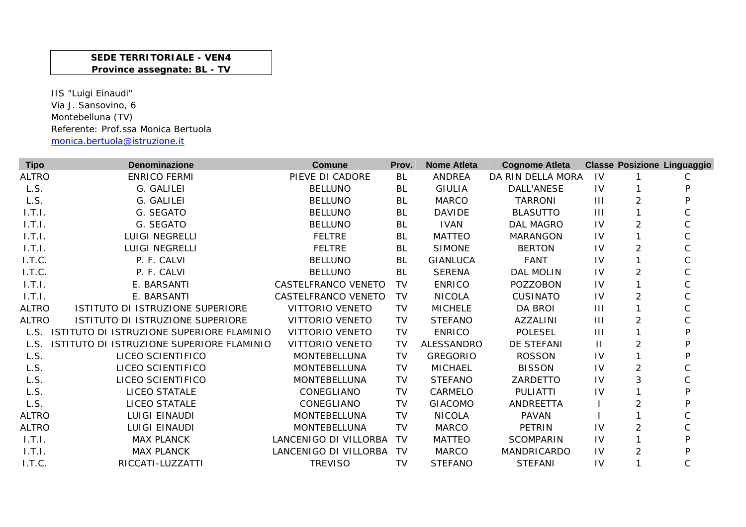**SEDE TERRITORIALE - VEN4**
**Province assegnate: BL - TV**

IIS "Luigi Einaudi"
Via J. Sansovino, 6
Montebelluna (TV)
Referente: Prof.ssa Monica Bertuola
monica.bertuola@istruzione.it

| Tipo | Denominazione | Comune | Prov. | Nome Atleta | Cognome Atleta | Classe | Posizione | Linguaggio |
|---|---|---|---|---|---|---|---|---|
| ALTRO | ENRICO FERMI | PIEVE DI CADORE | BL | ANDREA | DA RIN DELLA MORA | IV | 1 | C |
| L.S. | G. GALILEI | BELLUNO | BL | GIULIA | DALL'ANESE | IV | 1 | P |
| L.S. | G. GALILEI | BELLUNO | BL | MARCO | TARRONI | III | 2 | P |
| I.T.I. | G. SEGATO | BELLUNO | BL | DAVIDE | BLASUTTO | III | 1 | C |
| I.T.I. | G. SEGATO | BELLUNO | BL | IVAN | DAL MAGRO | IV | 2 | C |
| I.T.I. | LUIGI NEGRELLI | FELTRE | BL | MATTEO | MARANGON | IV | 1 | C |
| I.T.I. | LUIGI NEGRELLI | FELTRE | BL | SIMONE | BERTON | IV | 2 | C |
| I.T.C. | P. F. CALVI | BELLUNO | BL | GIANLUCA | FANT | IV | 1 | C |
| I.T.C. | P. F. CALVI | BELLUNO | BL | SERENA | DAL MOLIN | IV | 2 | C |
| I.T.I. | E. BARSANTI | CASTELFRANCO VENETO | TV | ENRICO | POZZOBON | IV | 1 | C |
| I.T.I. | E. BARSANTI | CASTELFRANCO VENETO | TV | NICOLA | CUSINATO | IV | 2 | C |
| ALTRO | ISTITUTO DI ISTRUZIONE SUPERIORE | VITTORIO VENETO | TV | MICHELE | DA BROI | III | 1 | C |
| ALTRO | ISTITUTO DI ISTRUZIONE SUPERIORE | VITTORIO VENETO | TV | STEFANO | AZZALINI | III | 2 | C |
| L.S. | ISTITUTO DI ISTRUZIONE SUPERIORE FLAMINIO | VITTORIO VENETO | TV | ENRICO | POLESEL | III | 1 | P |
| L.S. | ISTITUTO DI ISTRUZIONE SUPERIORE FLAMINIO | VITTORIO VENETO | TV | ALESSANDRO | DE STEFANI | II | 2 | P |
| L.S. | LICEO SCIENTIFICO | MONTEBELLUNA | TV | GREGORIO | ROSSON | IV | 1 | P |
| L.S. | LICEO SCIENTIFICO | MONTEBELLUNA | TV | MICHAEL | BISSON | IV | 2 | C |
| L.S. | LICEO SCIENTIFICO | MONTEBELLUNA | TV | STEFANO | ZARDETTO | IV | 3 | C |
| L.S. | LICEO STATALE | CONEGLIANO | TV | CARMELO | PULIATTI | IV | 1 | P |
| L.S. | LICEO STATALE | CONEGLIANO | TV | GIACOMO | ANDREETTA | I | 2 | P |
| ALTRO | LUIGI EINAUDI | MONTEBELLUNA | TV | NICOLA | PAVAN | I | 1 | C |
| ALTRO | LUIGI EINAUDI | MONTEBELLUNA | TV | MARCO | PETRIN | IV | 2 | C |
| I.T.I. | MAX PLANCK | LANCENIGO DI VILLORBA | TV | MATTEO | SCOMPARIN | IV | 1 | P |
| I.T.I. | MAX PLANCK | LANCENIGO DI VILLORBA | TV | MARCO | MANDRICARDO | IV | 2 | P |
| I.T.C. | RICCATI-LUZZATTI | TREVISO | TV | STEFANO | STEFANI | IV | 1 | C |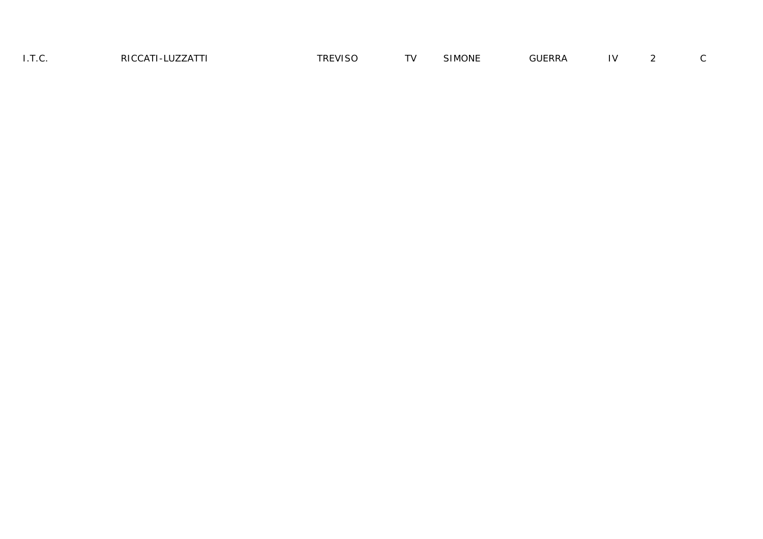| | | | | | | | | |
|---|---|---|---|---|---|---|---|---|
| I.T.C. | RICCATI-LUZZATTI | TREVISO | TV | SIMONE | GUERRA | IV | 2 | C |